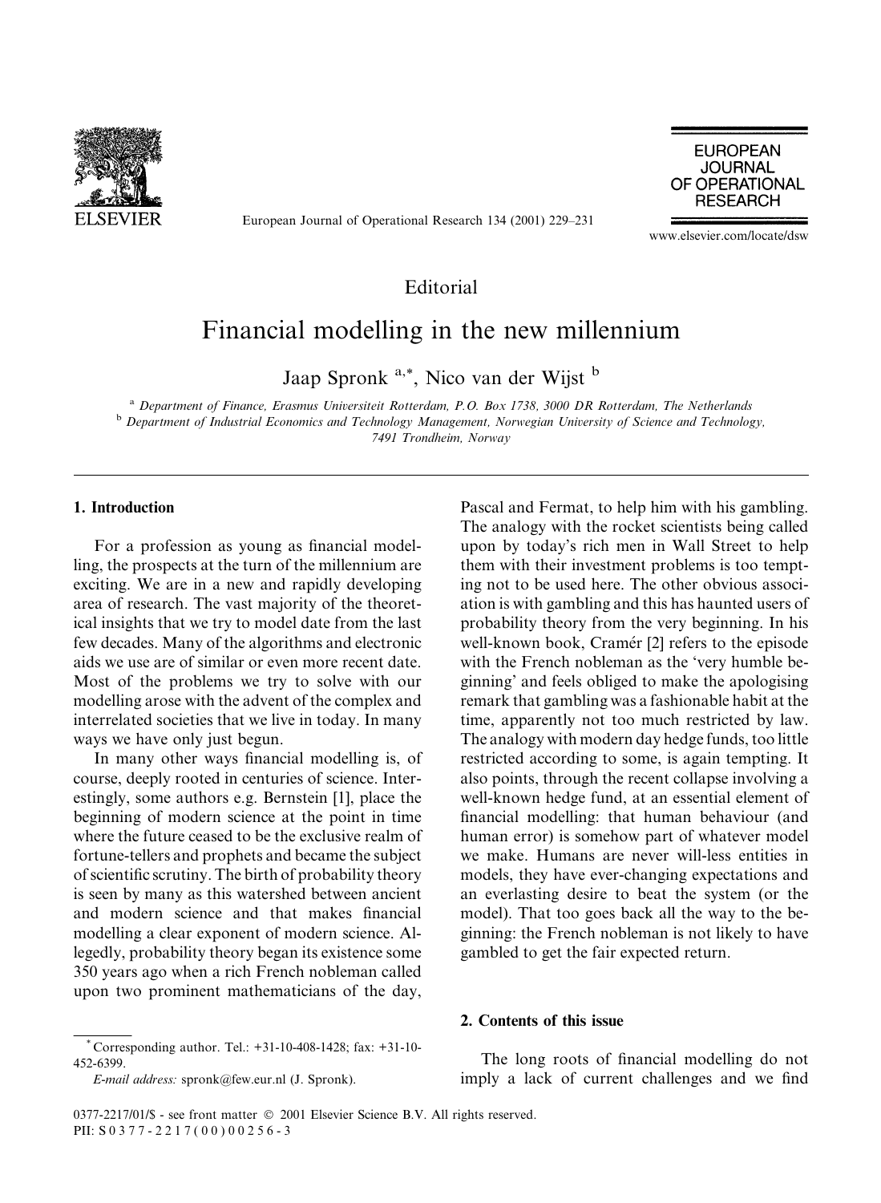Editorial

# Financial modelling in the new millennium

Jaap Spronk [a,*], Nico van der Wijst [b]

[a] *Department of Finance, Erasmus Universiteit Rotterdam, P.O. Box 1738, 3000 DR Rotterdam, The Netherlands*
[b] *Department of Industrial Economics and Technology Management, Norwegian University of Science and Technology, 7491 Trondheim, Norway*

## 1. Introduction

For a profession as young as financial modelling, the prospects at the turn of the millennium are exciting. We are in a new and rapidly developing area of research. The vast majority of the theoretical insights that we try to model date from the last few decades. Many of the algorithms and electronic aids we use are of similar or even more recent date. Most of the problems we try to solve with our modelling arose with the advent of the complex and interrelated societies that we live in today. In many ways we have only just begun.

In many other ways financial modelling is, of course, deeply rooted in centuries of science. Interestingly, some authors e.g. Bernstein [1], place the beginning of modern science at the point in time where the future ceased to be the exclusive realm of fortune-tellers and prophets and became the subject of scientific scrutiny. The birth of probability theory is seen by many as this watershed between ancient and modern science and that makes financial modelling a clear exponent of modern science. Allegedly, probability theory began its existence some 350 years ago when a rich French nobleman called upon two prominent mathematicians of the day, Pascal and Fermat, to help him with his gambling. The analogy with the rocket scientists being called upon by today's rich men in Wall Street to help them with their investment problems is too tempting not to be used here. The other obvious association is with gambling and this has haunted users of probability theory from the very beginning. In his well-known book, Cramér [2] refers to the episode with the French nobleman as the 'very humble beginning' and feels obliged to make the apologising remark that gambling was a fashionable habit at the time, apparently not too much restricted by law. The analogy with modern day hedge funds, too little restricted according to some, is again tempting. It also points, through the recent collapse involving a well-known hedge fund, at an essential element of financial modelling: that human behaviour (and human error) is somehow part of whatever model we make. Humans are never will-less entities in models, they have ever-changing expectations and an everlasting desire to beat the system (or the model). That too goes back all the way to the beginning: the French nobleman is not likely to have gambled to get the fair expected return.

## 2. Contents of this issue

The long roots of financial modelling do not imply a lack of current challenges and we find

* Corresponding author. Tel.: +31-10-408-1428; fax: +31-10-452-6399.
*E-mail address:* spronk@few.eur.nl (J. Spronk).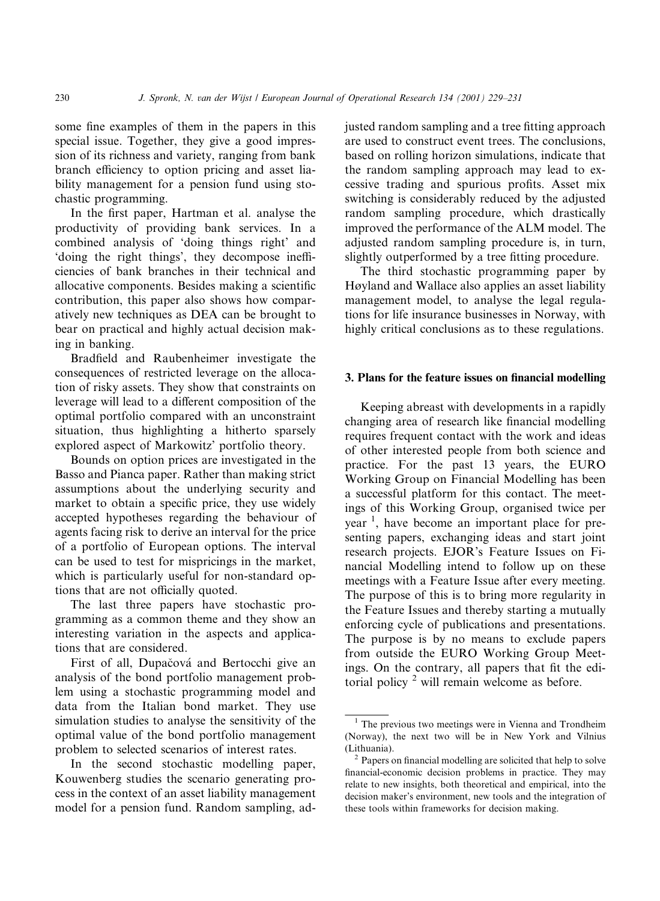some fine examples of them in the papers in this special issue. Together, they give a good impression of its richness and variety, ranging from bank branch efficiency to option pricing and asset liability management for a pension fund using stochastic programming.

In the first paper, Hartman et al. analyse the productivity of providing bank services. In a combined analysis of 'doing things right' and 'doing the right things', they decompose inefficiencies of bank branches in their technical and allocative components. Besides making a scientific contribution, this paper also shows how comparatively new techniques as DEA can be brought to bear on practical and highly actual decision making in banking.

Bradfield and Raubenheimer investigate the consequences of restricted leverage on the allocation of risky assets. They show that constraints on leverage will lead to a different composition of the optimal portfolio compared with an unconstraint situation, thus highlighting a hitherto sparsely explored aspect of Markowitz' portfolio theory.

Bounds on option prices are investigated in the Basso and Pianca paper. Rather than making strict assumptions about the underlying security and market to obtain a specific price, they use widely accepted hypotheses regarding the behaviour of agents facing risk to derive an interval for the price of a portfolio of European options. The interval can be used to test for mispricings in the market, which is particularly useful for non-standard options that are not officially quoted.

The last three papers have stochastic programming as a common theme and they show an interesting variation in the aspects and applications that are considered.

First of all, Dupačová and Bertocchi give an analysis of the bond portfolio management problem using a stochastic programming model and data from the Italian bond market. They use simulation studies to analyse the sensitivity of the optimal value of the bond portfolio management problem to selected scenarios of interest rates.

In the second stochastic modelling paper, Kouwenberg studies the scenario generating process in the context of an asset liability management model for a pension fund. Random sampling, adjusted random sampling and a tree fitting approach are used to construct event trees. The conclusions, based on rolling horizon simulations, indicate that the random sampling approach may lead to excessive trading and spurious profits. Asset mix switching is considerably reduced by the adjusted random sampling procedure, which drastically improved the performance of the ALM model. The adjusted random sampling procedure is, in turn, slightly outperformed by a tree fitting procedure.

The third stochastic programming paper by Høyland and Wallace also applies an asset liability management model, to analyse the legal regulations for life insurance businesses in Norway, with highly critical conclusions as to these regulations.

## 3. Plans for the feature issues on financial modelling

Keeping abreast with developments in a rapidly changing area of research like financial modelling requires frequent contact with the work and ideas of other interested people from both science and practice. For the past 13 years, the EURO Working Group on Financial Modelling has been a successful platform for this contact. The meetings of this Working Group, organised twice per year [1], have become an important place for presenting papers, exchanging ideas and start joint research projects. EJOR's Feature Issues on Financial Modelling intend to follow up on these meetings with a Feature Issue after every meeting. The purpose of this is to bring more regularity in the Feature Issues and thereby starting a mutually enforcing cycle of publications and presentations. The purpose is by no means to exclude papers from outside the EURO Working Group Meetings. On the contrary, all papers that fit the editorial policy [2] will remain welcome as before.

[1] The previous two meetings were in Vienna and Trondheim (Norway), the next two will be in New York and Vilnius (Lithuania).

[2] Papers on financial modelling are solicited that help to solve financial-economic decision problems in practice. They may relate to new insights, both theoretical and empirical, into the decision maker's environment, new tools and the integration of these tools within frameworks for decision making.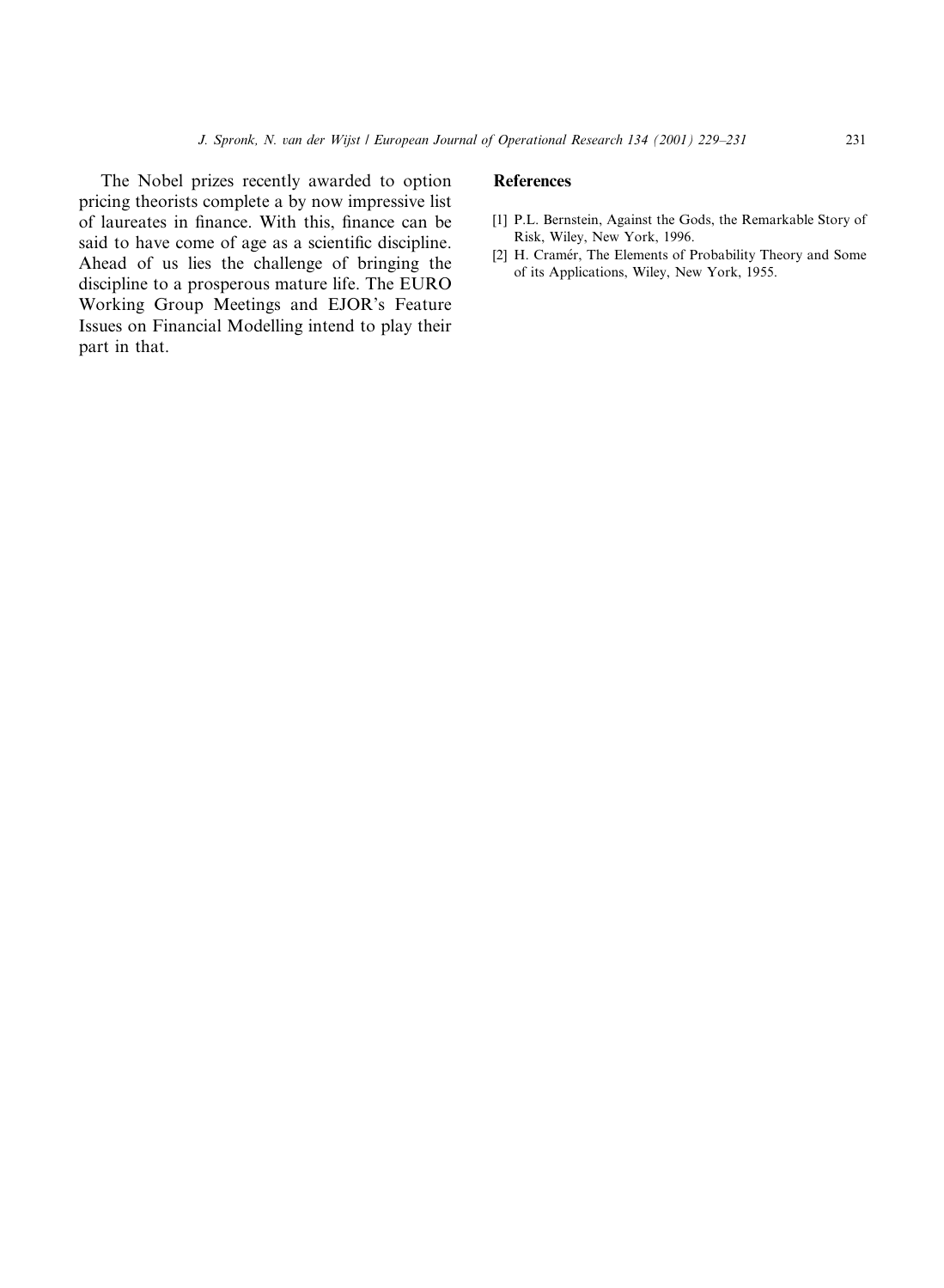The Nobel prizes recently awarded to option pricing theorists complete a by now impressive list of laureates in finance. With this, finance can be said to have come of age as a scientific discipline. Ahead of us lies the challenge of bringing the discipline to a prosperous mature life. The EURO Working Group Meetings and EJOR's Feature Issues on Financial Modelling intend to play their part in that.

## References

[1] P.L. Bernstein, Against the Gods, the Remarkable Story of Risk, Wiley, New York, 1996.

[2] H. Cramér, The Elements of Probability Theory and Some of its Applications, Wiley, New York, 1955.